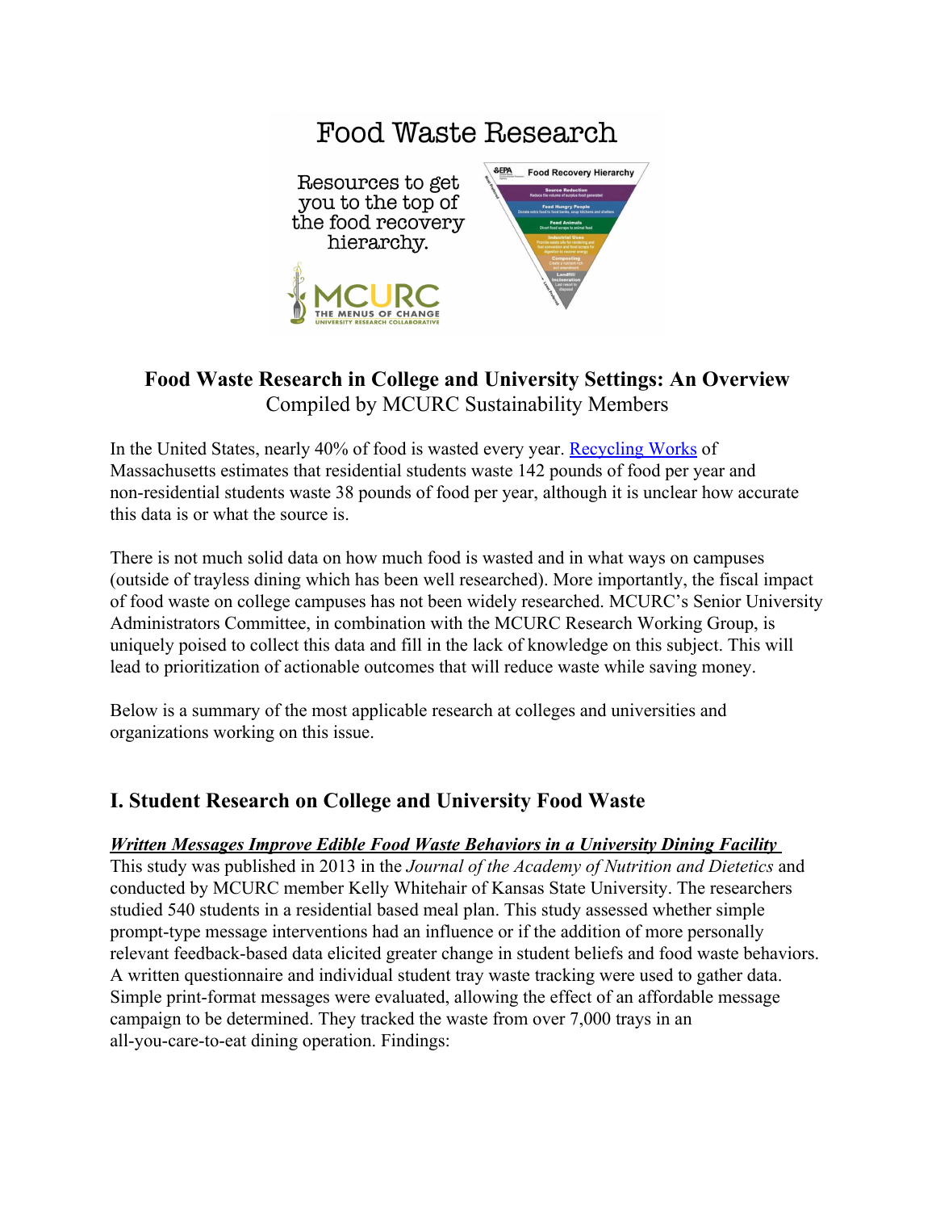Food Waste Research

Resources to get you to the top of the food recovery hierarchy.

MCURC THE MENUS OF CHANGE UNIVERSITY RESEARCH COLLABORATIVE

## Food Waste Research in College and University Settings: An Overview

Compiled by MCURC Sustainability Members

In the United States, nearly 40% of food is wasted every year. [Recycling Works]() of Massachusetts estimates that residential students waste 142 pounds of food per year and non-residential students waste 38 pounds of food per year, although it is unclear how accurate this data is or what the source is.

There is not much solid data on how much food is wasted and in what ways on campuses (outside of trayless dining which has been well researched). More importantly, the fiscal impact of food waste on college campuses has not been widely researched. MCURC's Senior University Administrators Committee, in combination with the MCURC Research Working Group, is uniquely poised to collect this data and fill in the lack of knowledge on this subject. This will lead to prioritization of actionable outcomes that will reduce waste while saving money.

Below is a summary of the most applicable research at colleges and universities and organizations working on this issue.

## I. Student Research on College and University Food Waste

***Written Messages Improve Edible Food Waste Behaviors in a University Dining Facility***

This study was published in 2013 in the *Journal of the Academy of Nutrition and Dietetics* and conducted by MCURC member Kelly Whitehair of Kansas State University. The researchers studied 540 students in a residential based meal plan. This study assessed whether simple prompt-type message interventions had an influence or if the addition of more personally relevant feedback-based data elicited greater change in student beliefs and food waste behaviors. A written questionnaire and individual student tray waste tracking were used to gather data. Simple print-format messages were evaluated, allowing the effect of an affordable message campaign to be determined. They tracked the waste from over 7,000 trays in an all-you-care-to-eat dining operation. Findings: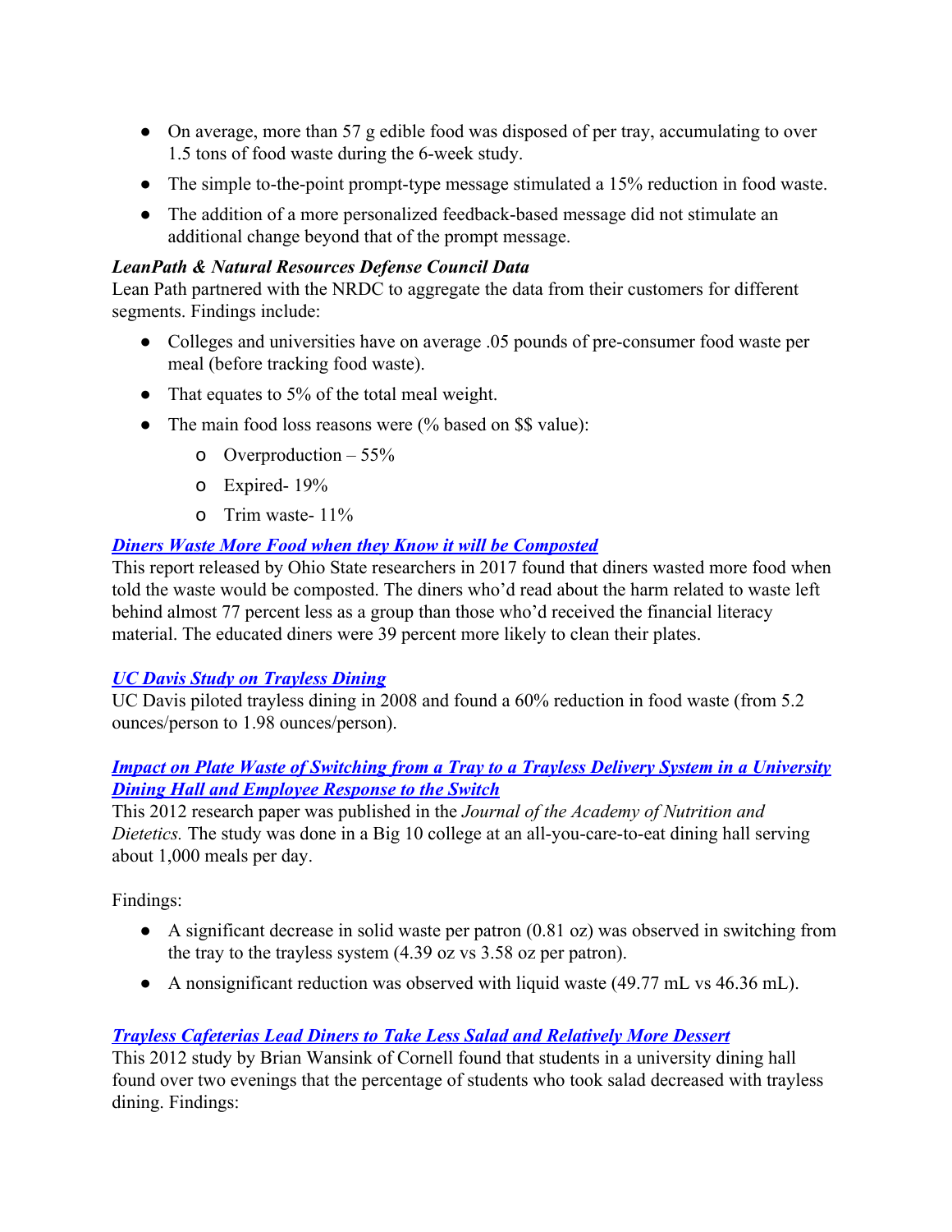- On average, more than 57 g edible food was disposed of per tray, accumulating to over 1.5 tons of food waste during the 6-week study.
- The simple to-the-point prompt-type message stimulated a 15% reduction in food waste.
- The addition of a more personalized feedback-based message did not stimulate an additional change beyond that of the prompt message.

***LeanPath & Natural Resources Defense Council Data***

Lean Path partnered with the NRDC to aggregate the data from their customers for different segments. Findings include:

- Colleges and universities have on average .05 pounds of pre-consumer food waste per meal (before tracking food waste).
- That equates to 5% of the total meal weight.
- The main food loss reasons were (% based on $$ value):
    - Overproduction – 55%
    - Expired- 19%
    - Trim waste- 11%

***Diners Waste More Food when they Know it will be Composted***

This report released by Ohio State researchers in 2017 found that diners wasted more food when told the waste would be composted. The diners who'd read about the harm related to waste left behind almost 77 percent less as a group than those who'd received the financial literacy material. The educated diners were 39 percent more likely to clean their plates.

***UC Davis Study on Trayless Dining***

UC Davis piloted trayless dining in 2008 and found a 60% reduction in food waste (from 5.2 ounces/person to 1.98 ounces/person).

***Impact on Plate Waste of Switching from a Tray to a Trayless Delivery System in a University Dining Hall and Employee Response to the Switch***

This 2012 research paper was published in the *Journal of the Academy of Nutrition and Dietetics.* The study was done in a Big 10 college at an all-you-care-to-eat dining hall serving about 1,000 meals per day.

Findings:

- A significant decrease in solid waste per patron (0.81 oz) was observed in switching from the tray to the trayless system (4.39 oz vs 3.58 oz per patron).
- A nonsignificant reduction was observed with liquid waste (49.77 mL vs 46.36 mL).

***Trayless Cafeterias Lead Diners to Take Less Salad and Relatively More Dessert***

This 2012 study by Brian Wansink of Cornell found that students in a university dining hall found over two evenings that the percentage of students who took salad decreased with trayless dining. Findings: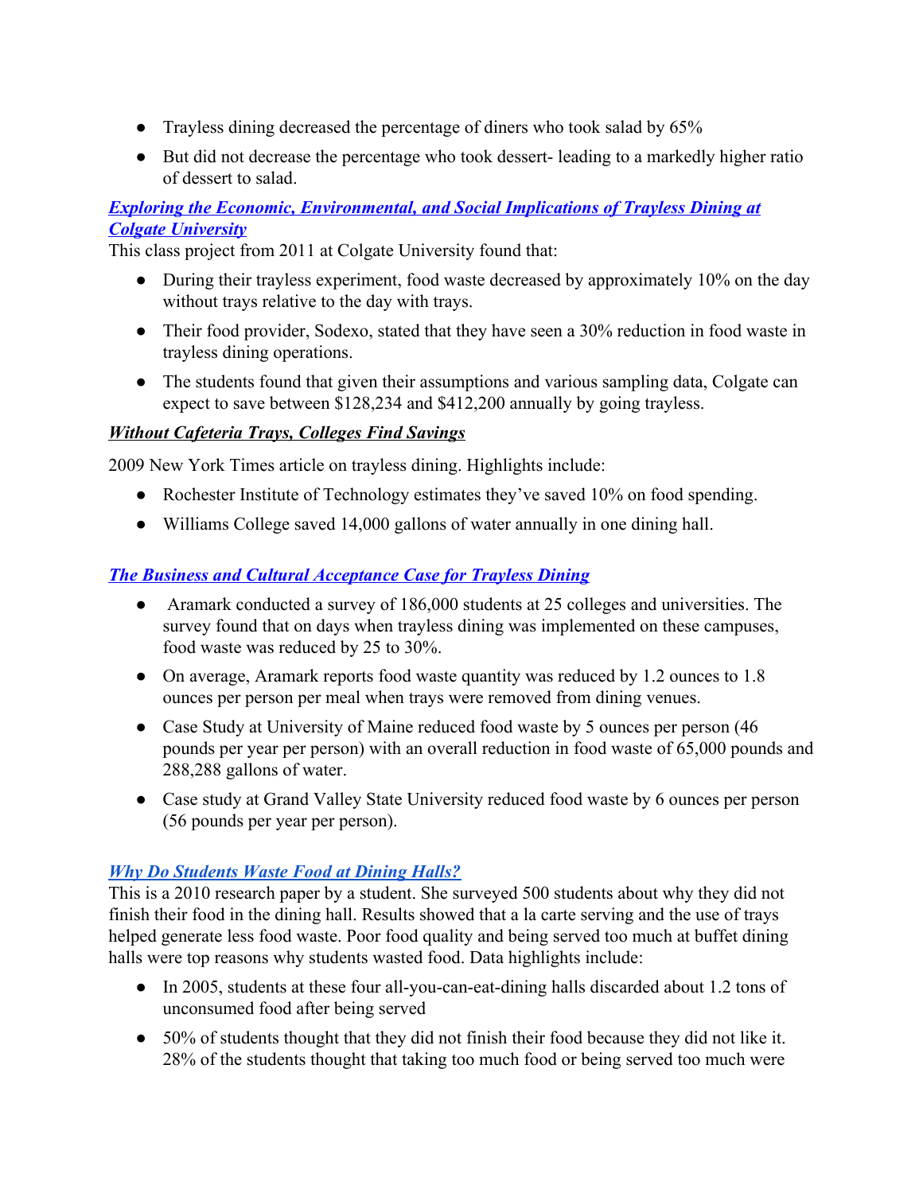- Trayless dining decreased the percentage of diners who took salad by 65%
- But did not decrease the percentage who took dessert- leading to a markedly higher ratio of dessert to salad.

***Exploring the Economic, Environmental, and Social Implications of Trayless Dining at Colgate University***

This class project from 2011 at Colgate University found that:

- During their trayless experiment, food waste decreased by approximately 10% on the day without trays relative to the day with trays.
- Their food provider, Sodexo, stated that they have seen a 30% reduction in food waste in trayless dining operations.
- The students found that given their assumptions and various sampling data, Colgate can expect to save between $128,234 and $412,200 annually by going trayless.

***Without Cafeteria Trays, Colleges Find Savings***

2009 New York Times article on trayless dining. Highlights include:

- Rochester Institute of Technology estimates they've saved 10% on food spending.
- Williams College saved 14,000 gallons of water annually in one dining hall.

***The Business and Cultural Acceptance Case for Trayless Dining***

- Aramark conducted a survey of 186,000 students at 25 colleges and universities. The survey found that on days when trayless dining was implemented on these campuses, food waste was reduced by 25 to 30%.
- On average, Aramark reports food waste quantity was reduced by 1.2 ounces to 1.8 ounces per person per meal when trays were removed from dining venues.
- Case Study at University of Maine reduced food waste by 5 ounces per person (46 pounds per year per person) with an overall reduction in food waste of 65,000 pounds and 288,288 gallons of water.
- Case study at Grand Valley State University reduced food waste by 6 ounces per person (56 pounds per year per person).

***Why Do Students Waste Food at Dining Halls?***

This is a 2010 research paper by a student. She surveyed 500 students about why they did not finish their food in the dining hall. Results showed that a la carte serving and the use of trays helped generate less food waste. Poor food quality and being served too much at buffet dining halls were top reasons why students wasted food. Data highlights include:

- In 2005, students at these four all-you-can-eat-dining halls discarded about 1.2 tons of unconsumed food after being served
- 50% of students thought that they did not finish their food because they did not like it. 28% of the students thought that taking too much food or being served too much were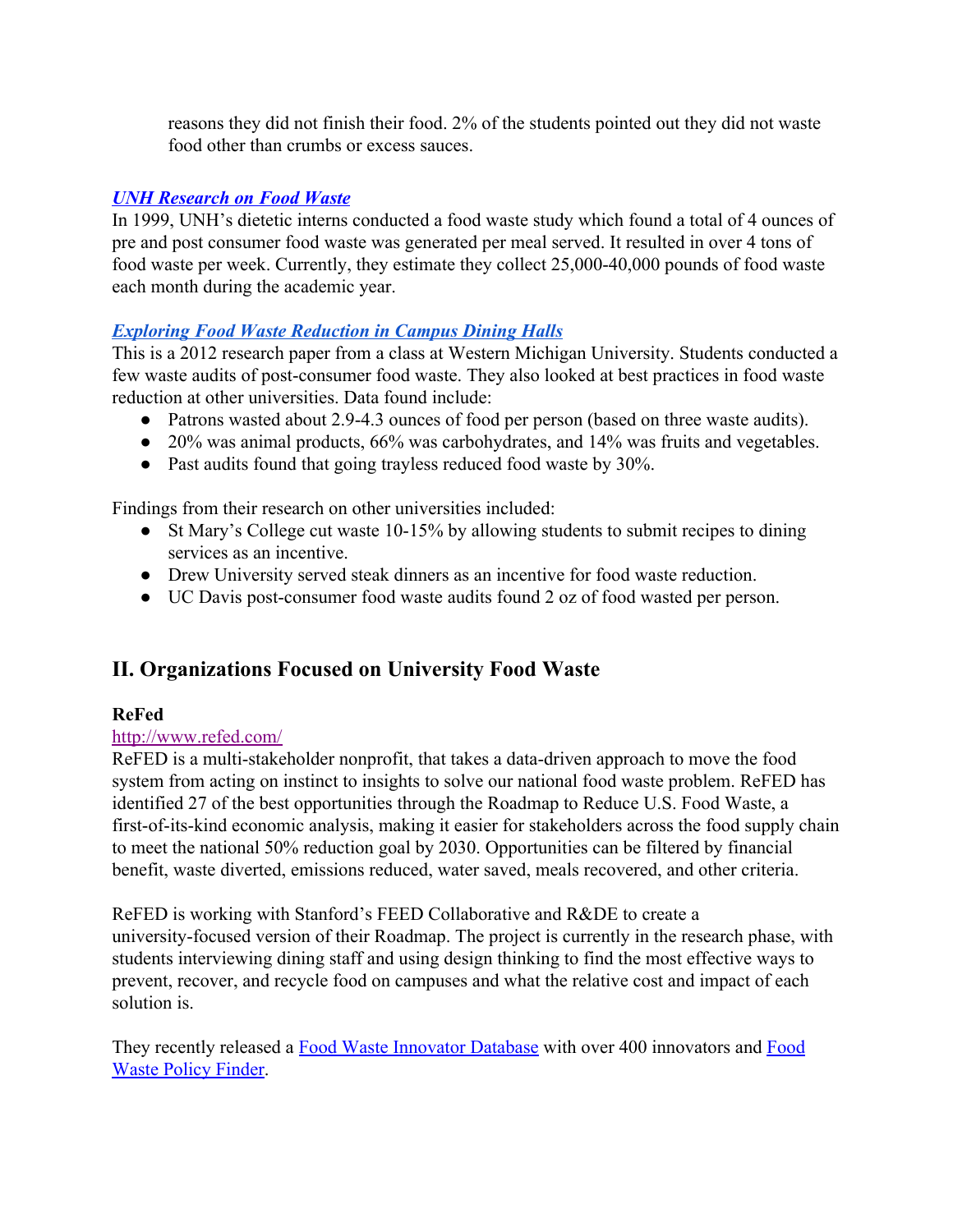reasons they did not finish their food. 2% of the students pointed out they did not waste food other than crumbs or excess sauces.

***[UNH Research on Food Waste](#)***

In 1999, UNH's dietetic interns conducted a food waste study which found a total of 4 ounces of pre and post consumer food waste was generated per meal served. It resulted in over 4 tons of food waste per week. Currently, they estimate they collect 25,000-40,000 pounds of food waste each month during the academic year.

***[Exploring Food Waste Reduction in Campus Dining Halls](#)***

This is a 2012 research paper from a class at Western Michigan University. Students conducted a few waste audits of post-consumer food waste. They also looked at best practices in food waste reduction at other universities. Data found include:

- Patrons wasted about 2.9-4.3 ounces of food per person (based on three waste audits).
- 20% was animal products, 66% was carbohydrates, and 14% was fruits and vegetables.
- Past audits found that going trayless reduced food waste by 30%.

Findings from their research on other universities included:

- St Mary's College cut waste 10-15% by allowing students to submit recipes to dining services as an incentive.
- Drew University served steak dinners as an incentive for food waste reduction.
- UC Davis post-consumer food waste audits found 2 oz of food wasted per person.

## II. Organizations Focused on University Food Waste

**ReFed**

http://www.refed.com/

ReFED is a multi-stakeholder nonprofit, that takes a data-driven approach to move the food system from acting on instinct to insights to solve our national food waste problem. ReFED has identified 27 of the best opportunities through the Roadmap to Reduce U.S. Food Waste, a first-of-its-kind economic analysis, making it easier for stakeholders across the food supply chain to meet the national 50% reduction goal by 2030. Opportunities can be filtered by financial benefit, waste diverted, emissions reduced, water saved, meals recovered, and other criteria.

ReFED is working with Stanford's FEED Collaborative and R&DE to create a university-focused version of their Roadmap. The project is currently in the research phase, with students interviewing dining staff and using design thinking to find the most effective ways to prevent, recover, and recycle food on campuses and what the relative cost and impact of each solution is.

They recently released a [Food Waste Innovator Database](#) with over 400 innovators and [Food Waste Policy Finder](#).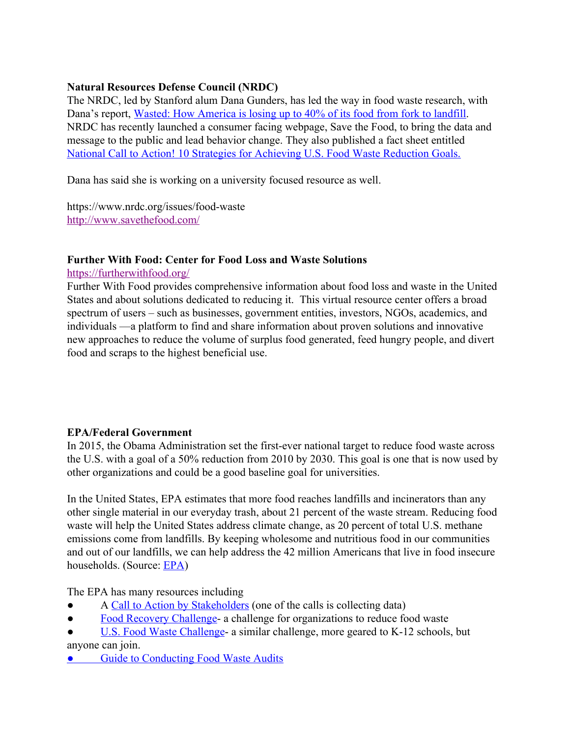**Natural Resources Defense Council (NRDC)**

The NRDC, led by Stanford alum Dana Gunders, has led the way in food waste research, with Dana's report, Wasted: How America is losing up to 40% of its food from fork to landfill. NRDC has recently launched a consumer facing webpage, Save the Food, to bring the data and message to the public and lead behavior change. They also published a fact sheet entitled National Call to Action! 10 Strategies for Achieving U.S. Food Waste Reduction Goals.

Dana has said she is working on a university focused resource as well.

https://www.nrdc.org/issues/food-waste
http://www.savethefood.com/

**Further With Food: Center for Food Loss and Waste Solutions**

https://furtherwithfood.org/

Further With Food provides comprehensive information about food loss and waste in the United States and about solutions dedicated to reducing it. This virtual resource center offers a broad spectrum of users – such as businesses, government entities, investors, NGOs, academics, and individuals —a platform to find and share information about proven solutions and innovative new approaches to reduce the volume of surplus food generated, feed hungry people, and divert food and scraps to the highest beneficial use.

**EPA/Federal Government**

In 2015, the Obama Administration set the first-ever national target to reduce food waste across the U.S. with a goal of a 50% reduction from 2010 by 2030. This goal is one that is now used by other organizations and could be a good baseline goal for universities.

In the United States, EPA estimates that more food reaches landfills and incinerators than any other single material in our everyday trash, about 21 percent of the waste stream. Reducing food waste will help the United States address climate change, as 20 percent of total U.S. methane emissions come from landfills. By keeping wholesome and nutritious food in our communities and out of our landfills, we can help address the 42 million Americans that live in food insecure households. (Source: EPA)

The EPA has many resources including

- A Call to Action by Stakeholders (one of the calls is collecting data)
- Food Recovery Challenge- a challenge for organizations to reduce food waste
- U.S. Food Waste Challenge- a similar challenge, more geared to K-12 schools, but anyone can join.
- Guide to Conducting Food Waste Audits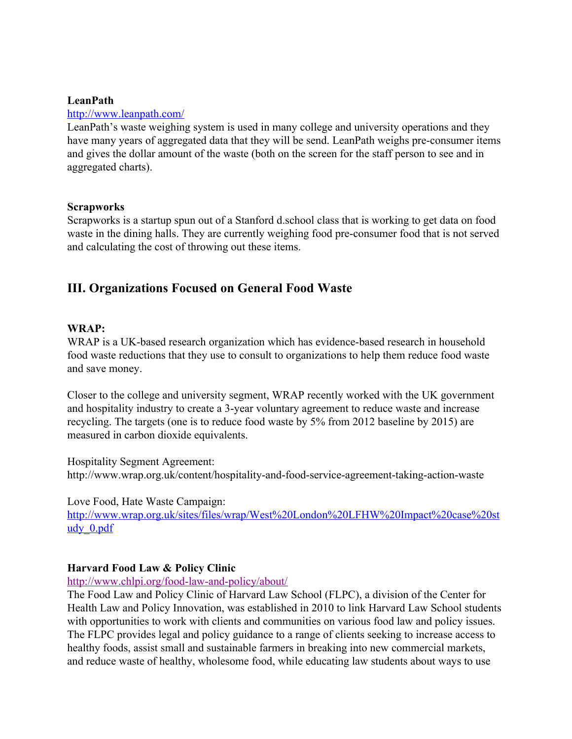**LeanPath**

[http://www.leanpath.com/](http://www.leanpath.com/)

LeanPath's waste weighing system is used in many college and university operations and they have many years of aggregated data that they will be send. LeanPath weighs pre-consumer items and gives the dollar amount of the waste (both on the screen for the staff person to see and in aggregated charts).

**Scrapworks**

Scrapworks is a startup spun out of a Stanford d.school class that is working to get data on food waste in the dining halls. They are currently weighing food pre-consumer food that is not served and calculating the cost of throwing out these items.

## III. Organizations Focused on General Food Waste

**WRAP:**

WRAP is a UK-based research organization which has evidence-based research in household food waste reductions that they use to consult to organizations to help them reduce food waste and save money.

Closer to the college and university segment, WRAP recently worked with the UK government and hospitality industry to create a 3-year voluntary agreement to reduce waste and increase recycling. The targets (one is to reduce food waste by 5% from 2012 baseline by 2015) are measured in carbon dioxide equivalents.

Hospitality Segment Agreement:
http://www.wrap.org.uk/content/hospitality-and-food-service-agreement-taking-action-waste

Love Food, Hate Waste Campaign:
[http://www.wrap.org.uk/sites/files/wrap/West%20London%20LFHW%20Impact%20case%20study_0.pdf](http://www.wrap.org.uk/sites/files/wrap/West%20London%20LFHW%20Impact%20case%20study_0.pdf)

**Harvard Food Law & Policy Clinic**

[http://www.chlpi.org/food-law-and-policy/about/](http://www.chlpi.org/food-law-and-policy/about/)

The Food Law and Policy Clinic of Harvard Law School (FLPC), a division of the Center for Health Law and Policy Innovation, was established in 2010 to link Harvard Law School students with opportunities to work with clients and communities on various food law and policy issues. The FLPC provides legal and policy guidance to a range of clients seeking to increase access to healthy foods, assist small and sustainable farmers in breaking into new commercial markets, and reduce waste of healthy, wholesome food, while educating law students about ways to use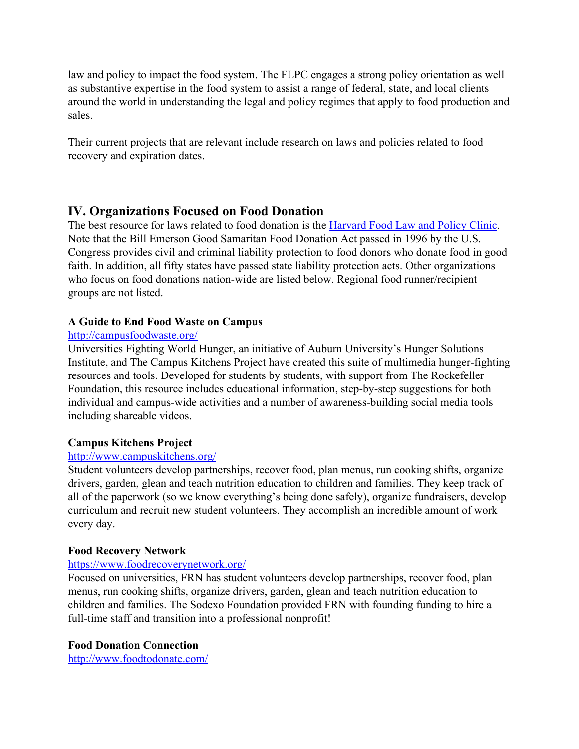law and policy to impact the food system. The FLPC engages a strong policy orientation as well as substantive expertise in the food system to assist a range of federal, state, and local clients around the world in understanding the legal and policy regimes that apply to food production and sales.

Their current projects that are relevant include research on laws and policies related to food recovery and expiration dates.

## IV. Organizations Focused on Food Donation

The best resource for laws related to food donation is the [Harvard Food Law and Policy Clinic](). Note that the Bill Emerson Good Samaritan Food Donation Act passed in 1996 by the U.S. Congress provides civil and criminal liability protection to food donors who donate food in good faith. In addition, all fifty states have passed state liability protection acts. Other organizations who focus on food donations nation-wide are listed below. Regional food runner/recipient groups are not listed.

**A Guide to End Food Waste on Campus**
[http://campusfoodwaste.org/](http://campusfoodwaste.org/)
Universities Fighting World Hunger, an initiative of Auburn University's Hunger Solutions Institute, and The Campus Kitchens Project have created this suite of multimedia hunger-fighting resources and tools. Developed for students by students, with support from The Rockefeller Foundation, this resource includes educational information, step-by-step suggestions for both individual and campus-wide activities and a number of awareness-building social media tools including shareable videos.

**Campus Kitchens Project**
[http://www.campuskitchens.org/](http://www.campuskitchens.org/)
Student volunteers develop partnerships, recover food, plan menus, run cooking shifts, organize drivers, garden, glean and teach nutrition education to children and families. They keep track of all of the paperwork (so we know everything's being done safely), organize fundraisers, develop curriculum and recruit new student volunteers. They accomplish an incredible amount of work every day.

**Food Recovery Network**
[https://www.foodrecoverynetwork.org/](https://www.foodrecoverynetwork.org/)
Focused on universities, FRN has student volunteers develop partnerships, recover food, plan menus, run cooking shifts, organize drivers, garden, glean and teach nutrition education to children and families. The Sodexo Foundation provided FRN with founding funding to hire a full-time staff and transition into a professional nonprofit!

**Food Donation Connection**
[http://www.foodtodonate.com/](http://www.foodtodonate.com/)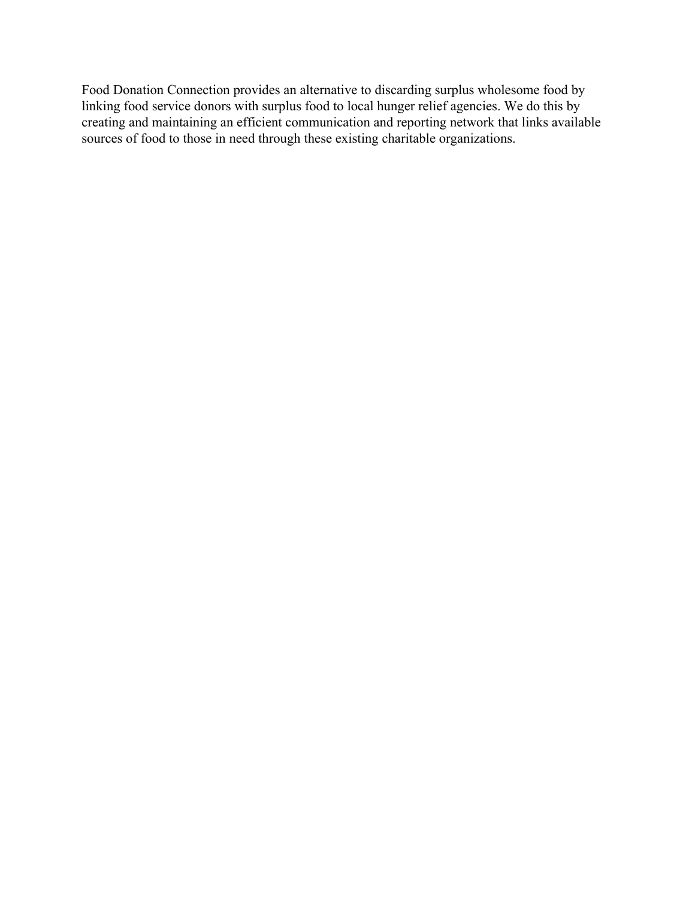Food Donation Connection provides an alternative to discarding surplus wholesome food by linking food service donors with surplus food to local hunger relief agencies. We do this by creating and maintaining an efficient communication and reporting network that links available sources of food to those in need through these existing charitable organizations.